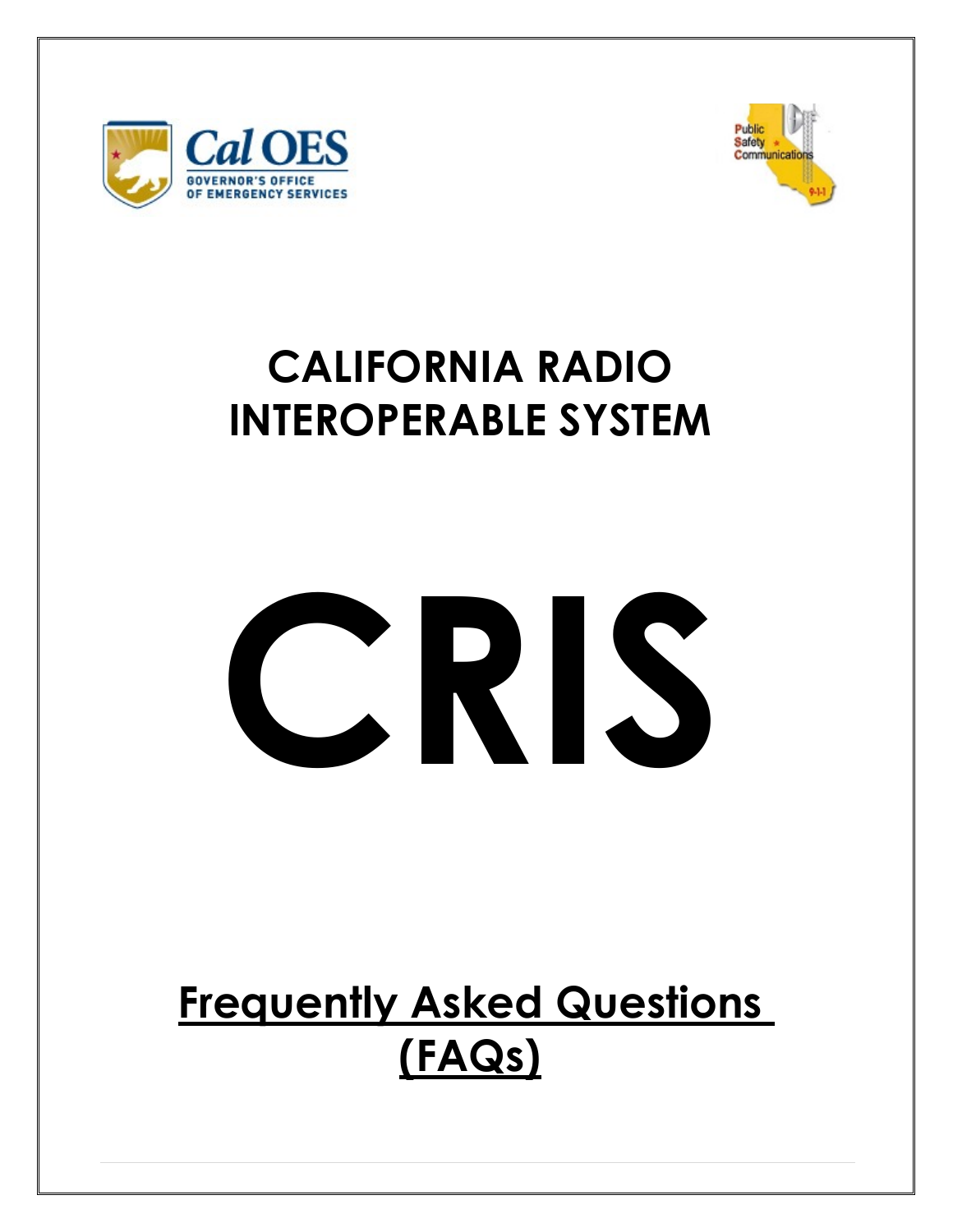Cal OES
GOVERNOR'S OFFICE
OF EMERGENCY SERVICES

Public
Safety
Communications

# CALIFORNIA RADIO INTEROPERABLE SYSTEM

# CRIS

## Frequently Asked Questions (FAQs)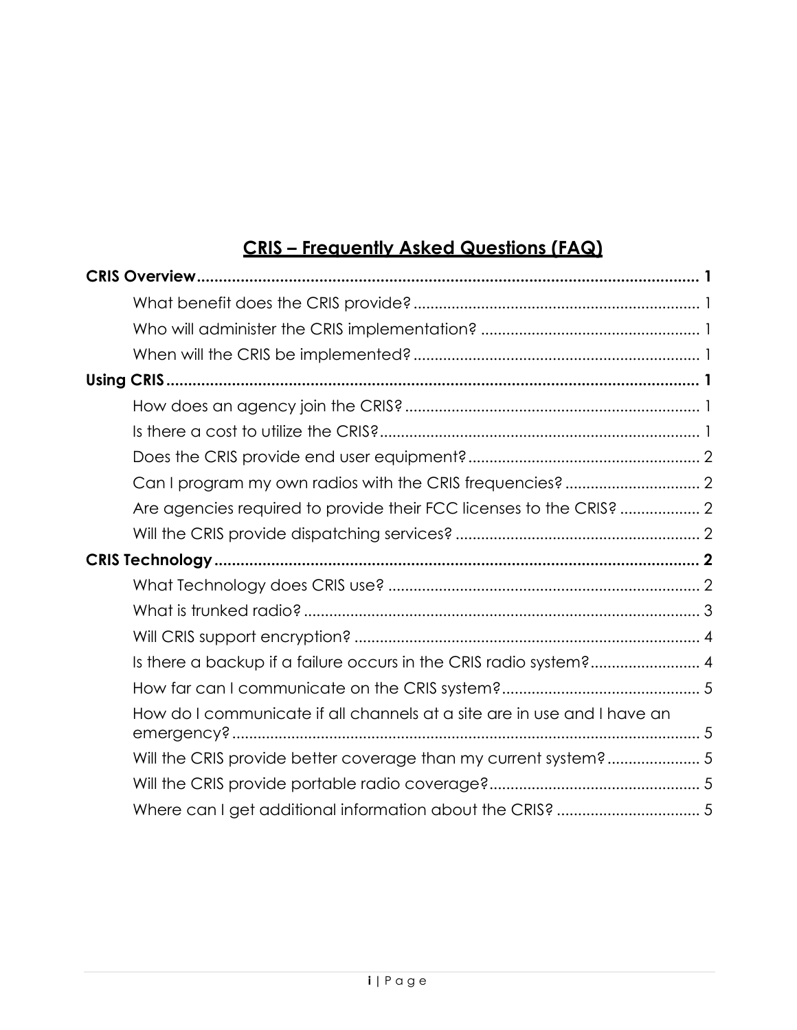# CRIS – Frequently Asked Questions (FAQ)

**CRIS Overview** .......... **1**
- What benefit does the CRIS provide? .......... 1
- Who will administer the CRIS implementation? .......... 1
- When will the CRIS be implemented? .......... 1

**Using CRIS** .......... **1**
- How does an agency join the CRIS? .......... 1
- Is there a cost to utilize the CRIS? .......... 1
- Does the CRIS provide end user equipment? .......... 2
- Can I program my own radios with the CRIS frequencies? .......... 2
- Are agencies required to provide their FCC licenses to the CRIS? .......... 2
- Will the CRIS provide dispatching services? .......... 2

**CRIS Technology** .......... **2**
- What Technology does CRIS use? .......... 2
- What is trunked radio? .......... 3
- Will CRIS support encryption? .......... 4
- Is there a backup if a failure occurs in the CRIS radio system? .......... 4
- How far can I communicate on the CRIS system? .......... 5
- How do I communicate if all channels at a site are in use and I have an emergency? .......... 5
- Will the CRIS provide better coverage than my current system? .......... 5
- Will the CRIS provide portable radio coverage? .......... 5
- Where can I get additional information about the CRIS? .......... 5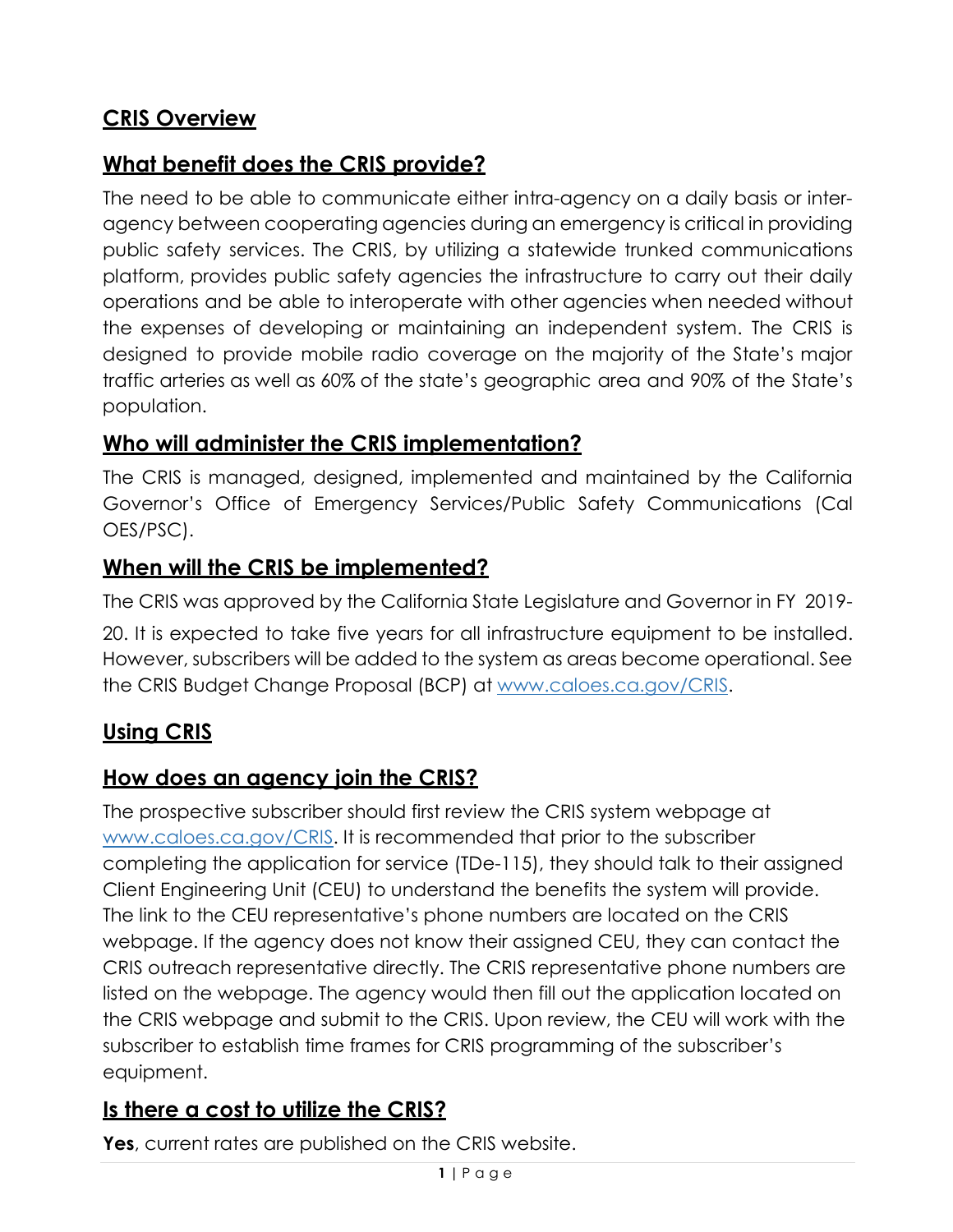## CRIS Overview

## What benefit does the CRIS provide?

The need to be able to communicate either intra-agency on a daily basis or inter-agency between cooperating agencies during an emergency is critical in providing public safety services. The CRIS, by utilizing a statewide trunked communications platform, provides public safety agencies the infrastructure to carry out their daily operations and be able to interoperate with other agencies when needed without the expenses of developing or maintaining an independent system. The CRIS is designed to provide mobile radio coverage on the majority of the State's major traffic arteries as well as 60% of the state's geographic area and 90% of the State's population.

## Who will administer the CRIS implementation?

The CRIS is managed, designed, implemented and maintained by the California Governor's Office of Emergency Services/Public Safety Communications (Cal OES/PSC).

## When will the CRIS be implemented?

The CRIS was approved by the California State Legislature and Governor in FY 2019-20. It is expected to take five years for all infrastructure equipment to be installed. However, subscribers will be added to the system as areas become operational. See the CRIS Budget Change Proposal (BCP) at [www.caloes.ca.gov/CRIS](http://www.caloes.ca.gov/CRIS).

## Using CRIS

## How does an agency join the CRIS?

The prospective subscriber should first review the CRIS system webpage at [www.caloes.ca.gov/CRIS](http://www.caloes.ca.gov/CRIS). It is recommended that prior to the subscriber completing the application for service (TDe-115), they should talk to their assigned Client Engineering Unit (CEU) to understand the benefits the system will provide. The link to the CEU representative's phone numbers are located on the CRIS webpage. If the agency does not know their assigned CEU, they can contact the CRIS outreach representative directly. The CRIS representative phone numbers are listed on the webpage. The agency would then fill out the application located on the CRIS webpage and submit to the CRIS. Upon review, the CEU will work with the subscriber to establish time frames for CRIS programming of the subscriber's equipment.

## Is there a cost to utilize the CRIS?

**Yes**, current rates are published on the CRIS website.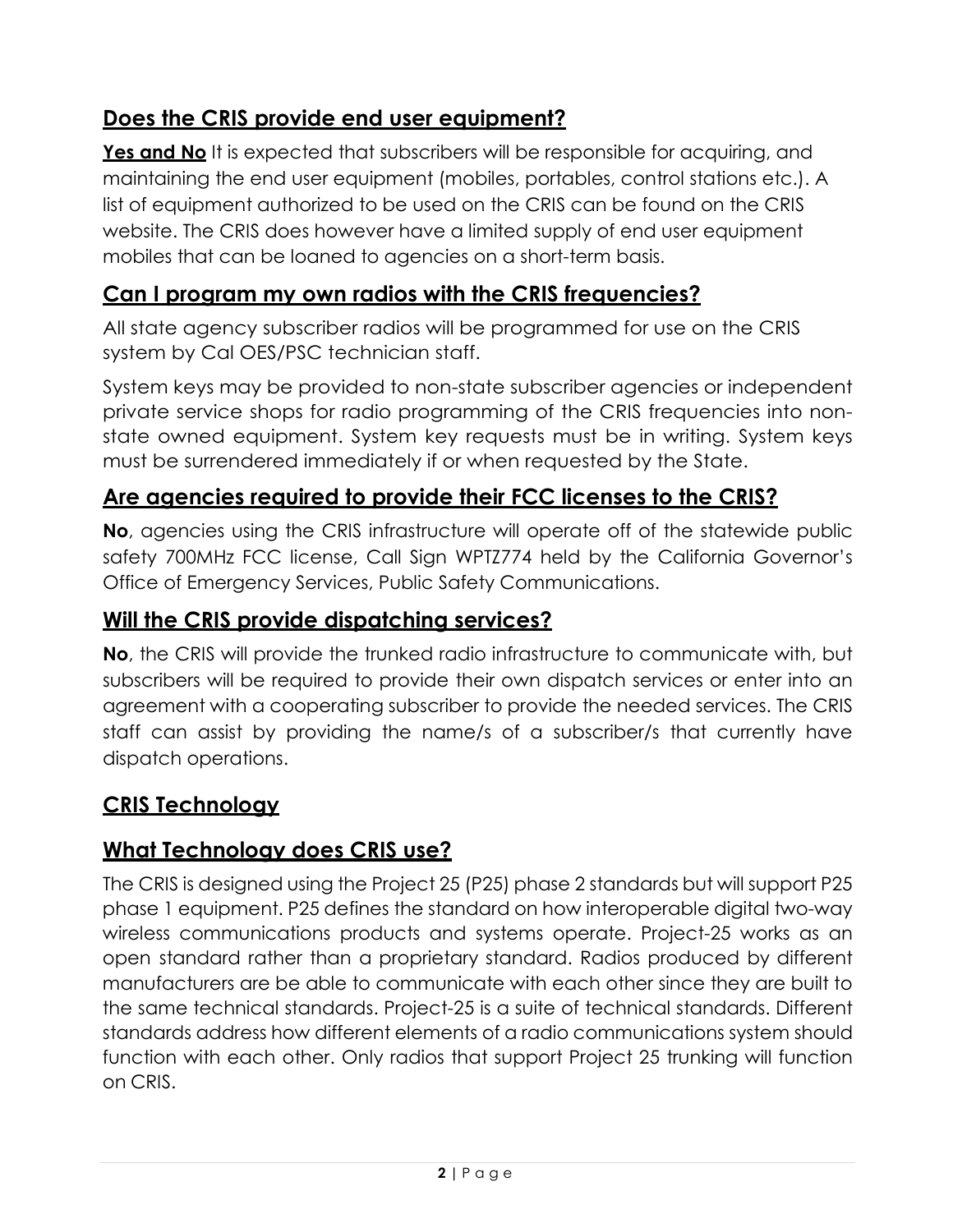## Does the CRIS provide end user equipment?

**Yes and No** It is expected that subscribers will be responsible for acquiring, and maintaining the end user equipment (mobiles, portables, control stations etc.). A list of equipment authorized to be used on the CRIS can be found on the CRIS website. The CRIS does however have a limited supply of end user equipment mobiles that can be loaned to agencies on a short-term basis.

## Can I program my own radios with the CRIS frequencies?

All state agency subscriber radios will be programmed for use on the CRIS system by Cal OES/PSC technician staff.

System keys may be provided to non-state subscriber agencies or independent private service shops for radio programming of the CRIS frequencies into non-state owned equipment. System key requests must be in writing. System keys must be surrendered immediately if or when requested by the State.

## Are agencies required to provide their FCC licenses to the CRIS?

**No**, agencies using the CRIS infrastructure will operate off of the statewide public safety 700MHz FCC license, Call Sign WPTZ774 held by the California Governor's Office of Emergency Services, Public Safety Communications.

## Will the CRIS provide dispatching services?

**No**, the CRIS will provide the trunked radio infrastructure to communicate with, but subscribers will be required to provide their own dispatch services or enter into an agreement with a cooperating subscriber to provide the needed services. The CRIS staff can assist by providing the name/s of a subscriber/s that currently have dispatch operations.

## CRIS Technology

## What Technology does CRIS use?

The CRIS is designed using the Project 25 (P25) phase 2 standards but will support P25 phase 1 equipment. P25 defines the standard on how interoperable digital two-way wireless communications products and systems operate. Project-25 works as an open standard rather than a proprietary standard. Radios produced by different manufacturers are be able to communicate with each other since they are built to the same technical standards. Project-25 is a suite of technical standards. Different standards address how different elements of a radio communications system should function with each other. Only radios that support Project 25 trunking will function on CRIS.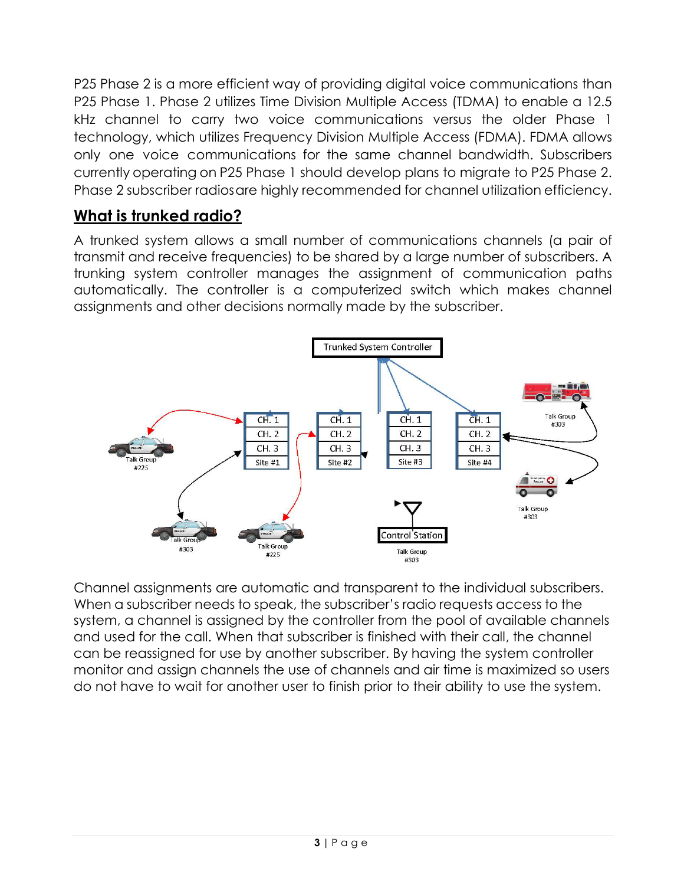P25 Phase 2 is a more efficient way of providing digital voice communications than P25 Phase 1. Phase 2 utilizes Time Division Multiple Access (TDMA) to enable a 12.5 kHz channel to carry two voice communications versus the older Phase 1 technology, which utilizes Frequency Division Multiple Access (FDMA). FDMA allows only one voice communications for the same channel bandwidth. Subscribers currently operating on P25 Phase 1 should develop plans to migrate to P25 Phase 2. Phase 2 subscriber radios are highly recommended for channel utilization efficiency.

## What is trunked radio?

A trunked system allows a small number of communications channels (a pair of transmit and receive frequencies) to be shared by a large number of subscribers. A trunking system controller manages the assignment of communication paths automatically. The controller is a computerized switch which makes channel assignments and other decisions normally made by the subscriber.

Channel assignments are automatic and transparent to the individual subscribers. When a subscriber needs to speak, the subscriber's radio requests access to the system, a channel is assigned by the controller from the pool of available channels and used for the call. When that subscriber is finished with their call, the channel can be reassigned for use by another subscriber. By having the system controller monitor and assign channels the use of channels and air time is maximized so users do not have to wait for another user to finish prior to their ability to use the system.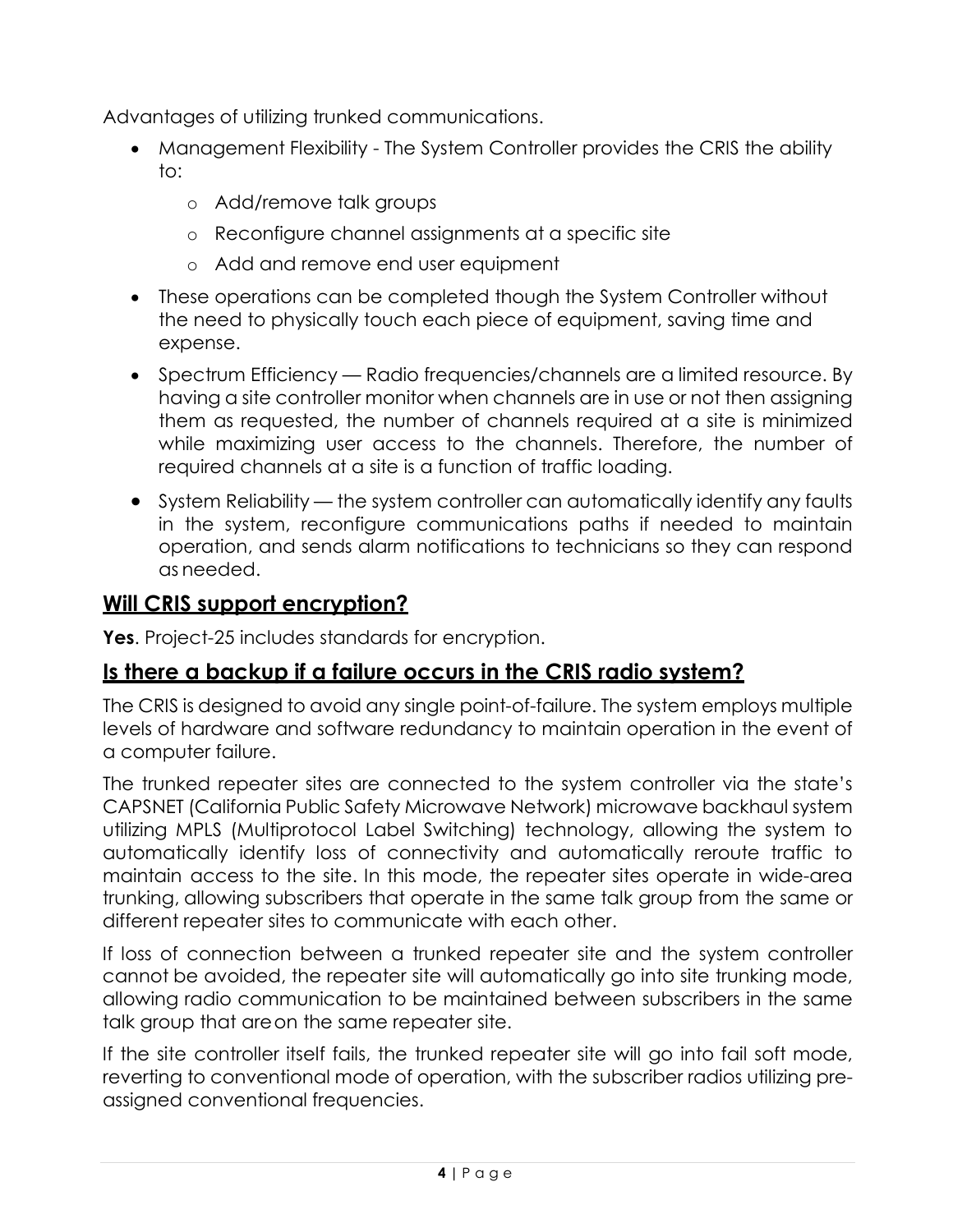Advantages of utilizing trunked communications.

- Management Flexibility - The System Controller provides the CRIS the ability to:
  - Add/remove talk groups
  - Reconfigure channel assignments at a specific site
  - Add and remove end user equipment
- These operations can be completed though the System Controller without the need to physically touch each piece of equipment, saving time and expense.
- Spectrum Efficiency — Radio frequencies/channels are a limited resource. By having a site controller monitor when channels are in use or not then assigning them as requested, the number of channels required at a site is minimized while maximizing user access to the channels. Therefore, the number of required channels at a site is a function of traffic loading.
- System Reliability — the system controller can automatically identify any faults in the system, reconfigure communications paths if needed to maintain operation, and sends alarm notifications to technicians so they can respond as needed.

## Will CRIS support encryption?

**Yes**. Project-25 includes standards for encryption.

## Is there a backup if a failure occurs in the CRIS radio system?

The CRIS is designed to avoid any single point-of-failure. The system employs multiple levels of hardware and software redundancy to maintain operation in the event of a computer failure.

The trunked repeater sites are connected to the system controller via the state's CAPSNET (California Public Safety Microwave Network) microwave backhaul system utilizing MPLS (Multiprotocol Label Switching) technology, allowing the system to automatically identify loss of connectivity and automatically reroute traffic to maintain access to the site. In this mode, the repeater sites operate in wide-area trunking, allowing subscribers that operate in the same talk group from the same or different repeater sites to communicate with each other.

If loss of connection between a trunked repeater site and the system controller cannot be avoided, the repeater site will automatically go into site trunking mode, allowing radio communication to be maintained between subscribers in the same talk group that are on the same repeater site.

If the site controller itself fails, the trunked repeater site will go into fail soft mode, reverting to conventional mode of operation, with the subscriber radios utilizing pre-assigned conventional frequencies.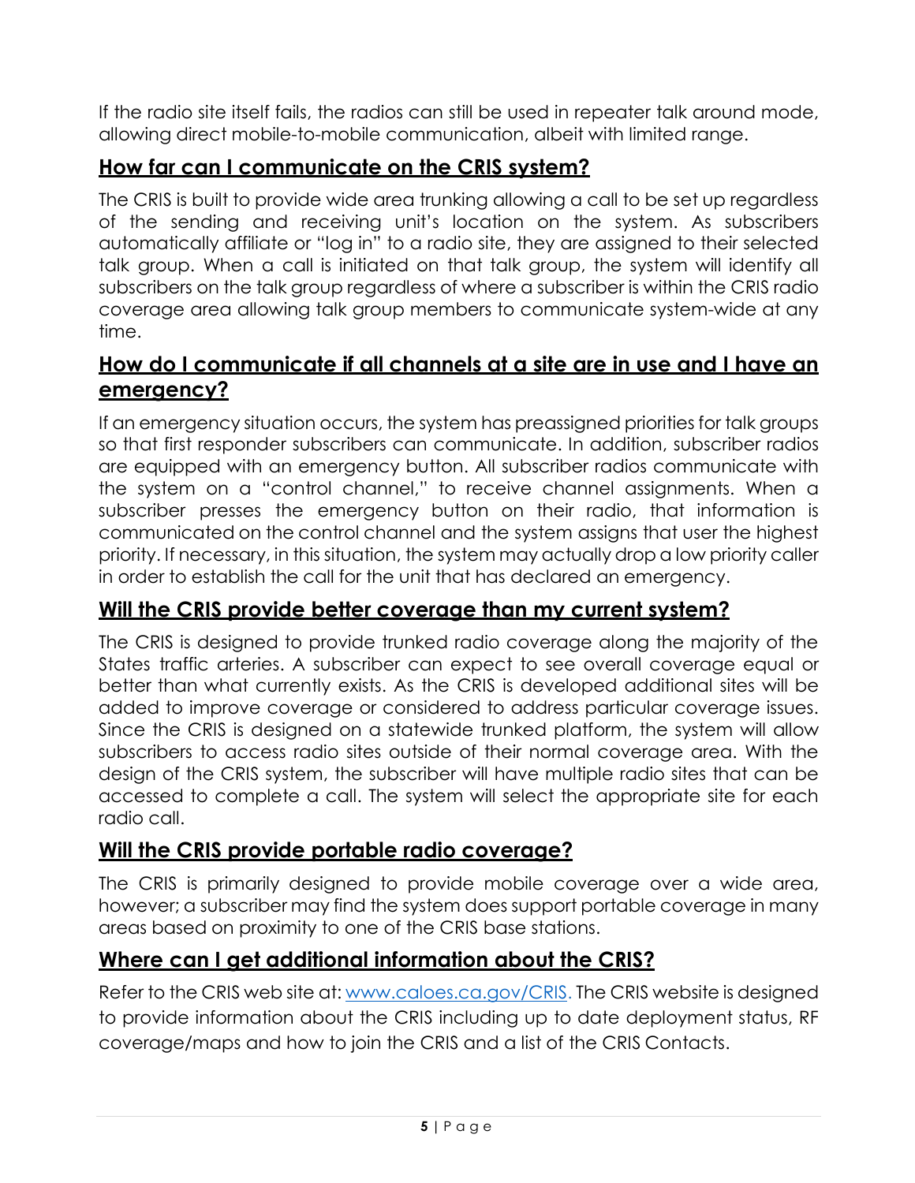If the radio site itself fails, the radios can still be used in repeater talk around mode, allowing direct mobile-to-mobile communication, albeit with limited range.

## How far can I communicate on the CRIS system?

The CRIS is built to provide wide area trunking allowing a call to be set up regardless of the sending and receiving unit's location on the system. As subscribers automatically affiliate or "log in" to a radio site, they are assigned to their selected talk group. When a call is initiated on that talk group, the system will identify all subscribers on the talk group regardless of where a subscriber is within the CRIS radio coverage area allowing talk group members to communicate system-wide at any time.

## How do I communicate if all channels at a site are in use and I have an emergency?

If an emergency situation occurs, the system has preassigned priorities for talk groups so that first responder subscribers can communicate. In addition, subscriber radios are equipped with an emergency button. All subscriber radios communicate with the system on a "control channel," to receive channel assignments. When a subscriber presses the emergency button on their radio, that information is communicated on the control channel and the system assigns that user the highest priority. If necessary, in this situation, the system may actually drop a low priority caller in order to establish the call for the unit that has declared an emergency.

## Will the CRIS provide better coverage than my current system?

The CRIS is designed to provide trunked radio coverage along the majority of the States traffic arteries. A subscriber can expect to see overall coverage equal or better than what currently exists. As the CRIS is developed additional sites will be added to improve coverage or considered to address particular coverage issues. Since the CRIS is designed on a statewide trunked platform, the system will allow subscribers to access radio sites outside of their normal coverage area. With the design of the CRIS system, the subscriber will have multiple radio sites that can be accessed to complete a call. The system will select the appropriate site for each radio call.

## Will the CRIS provide portable radio coverage?

The CRIS is primarily designed to provide mobile coverage over a wide area, however; a subscriber may find the system does support portable coverage in many areas based on proximity to one of the CRIS base stations.

## Where can I get additional information about the CRIS?

Refer to the CRIS web site at: [www.caloes.ca.gov/CRIS](http://www.caloes.ca.gov/CRIS). The CRIS website is designed to provide information about the CRIS including up to date deployment status, RF coverage/maps and how to join the CRIS and a list of the CRIS Contacts.